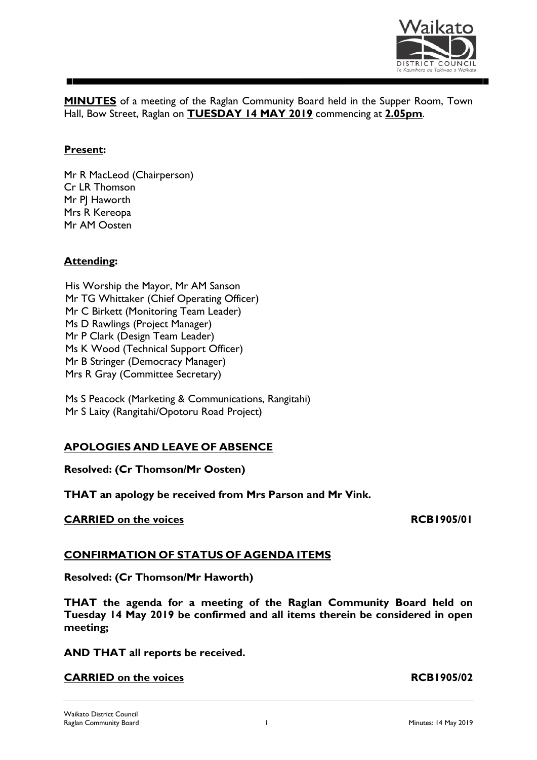**MINUTES** of a meeting of the Raglan Community Board held in the Supper Room, Town Hall, Bow Street, Raglan on **TUESDAY 14 MAY 2019** commencing at **2.05pm**.

**Present:**

Mr R MacLeod (Chairperson)
Cr LR Thomson
Mr PJ Haworth
Mrs R Kereopa
Mr AM Oosten

**Attending:**

His Worship the Mayor, Mr AM Sanson
Mr TG Whittaker (Chief Operating Officer)
Mr C Birkett (Monitoring Team Leader)
Ms D Rawlings (Project Manager)
Mr P Clark (Design Team Leader)
Ms K Wood (Technical Support Officer)
Mr B Stringer (Democracy Manager)
Mrs R Gray (Committee Secretary)

Ms S Peacock (Marketing & Communications, Rangitahi)
Mr S Laity (Rangitahi/Opotoru Road Project)

## APOLOGIES AND LEAVE OF ABSENCE

**Resolved: (Cr Thomson/Mr Oosten)**

**THAT an apology be received from Mrs Parson and Mr Vink.**

**CARRIED on the voices** **RCB1905/01**

## CONFIRMATION OF STATUS OF AGENDA ITEMS

**Resolved: (Cr Thomson/Mr Haworth)**

**THAT the agenda for a meeting of the Raglan Community Board held on Tuesday 14 May 2019 be confirmed and all items therein be considered in open meeting;**

**AND THAT all reports be received.**

**CARRIED on the voices** **RCB1905/02**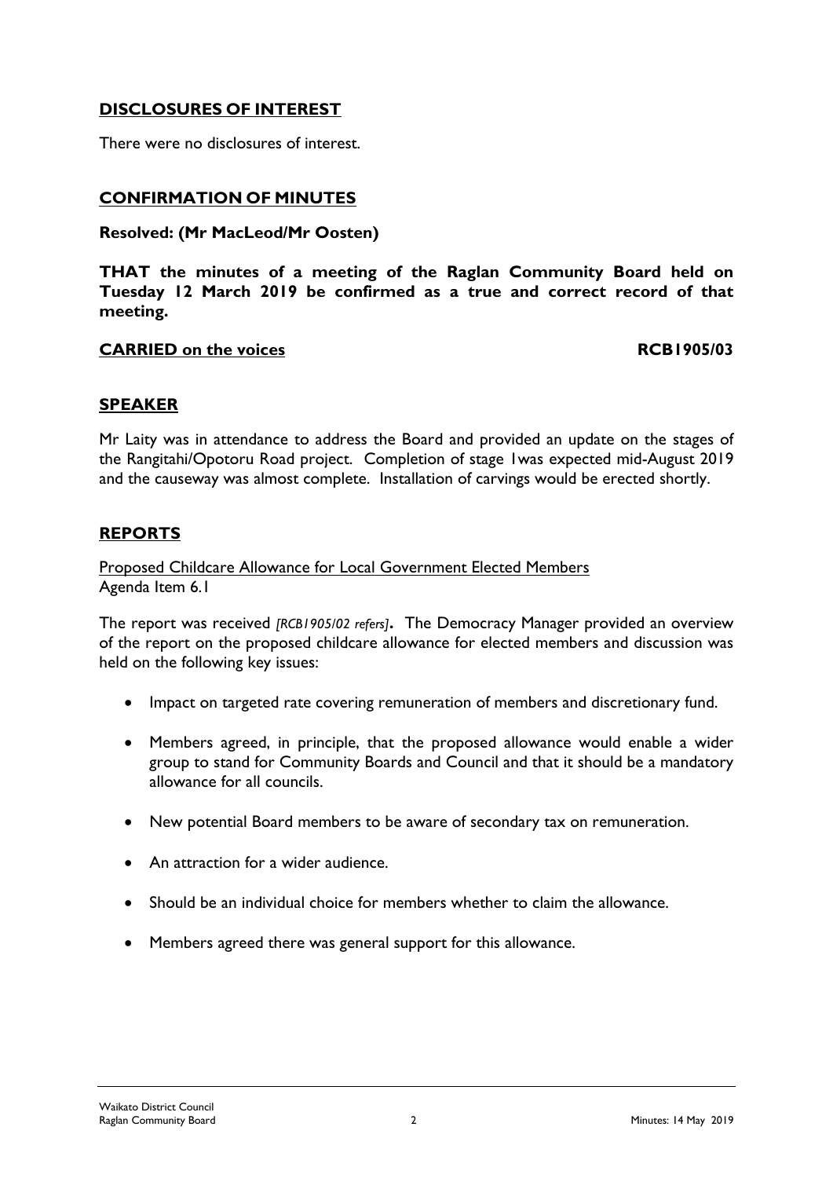## DISCLOSURES OF INTEREST

There were no disclosures of interest.

## CONFIRMATION OF MINUTES

**Resolved: (Mr MacLeod/Mr Oosten)**

**THAT the minutes of a meeting of the Raglan Community Board held on Tuesday 12 March 2019 be confirmed as a true and correct record of that meeting.**

**CARRIED on the voices** **RCB1905/03**

## SPEAKER

Mr Laity was in attendance to address the Board and provided an update on the stages of the Rangitahi/Opotoru Road project. Completion of stage 1was expected mid-August 2019 and the causeway was almost complete. Installation of carvings would be erected shortly.

## REPORTS

Proposed Childcare Allowance for Local Government Elected Members
Agenda Item 6.1

The report was received *[RCB1905/02 refers]*. The Democracy Manager provided an overview of the report on the proposed childcare allowance for elected members and discussion was held on the following key issues:

- Impact on targeted rate covering remuneration of members and discretionary fund.
- Members agreed, in principle, that the proposed allowance would enable a wider group to stand for Community Boards and Council and that it should be a mandatory allowance for all councils.
- New potential Board members to be aware of secondary tax on remuneration.
- An attraction for a wider audience.
- Should be an individual choice for members whether to claim the allowance.
- Members agreed there was general support for this allowance.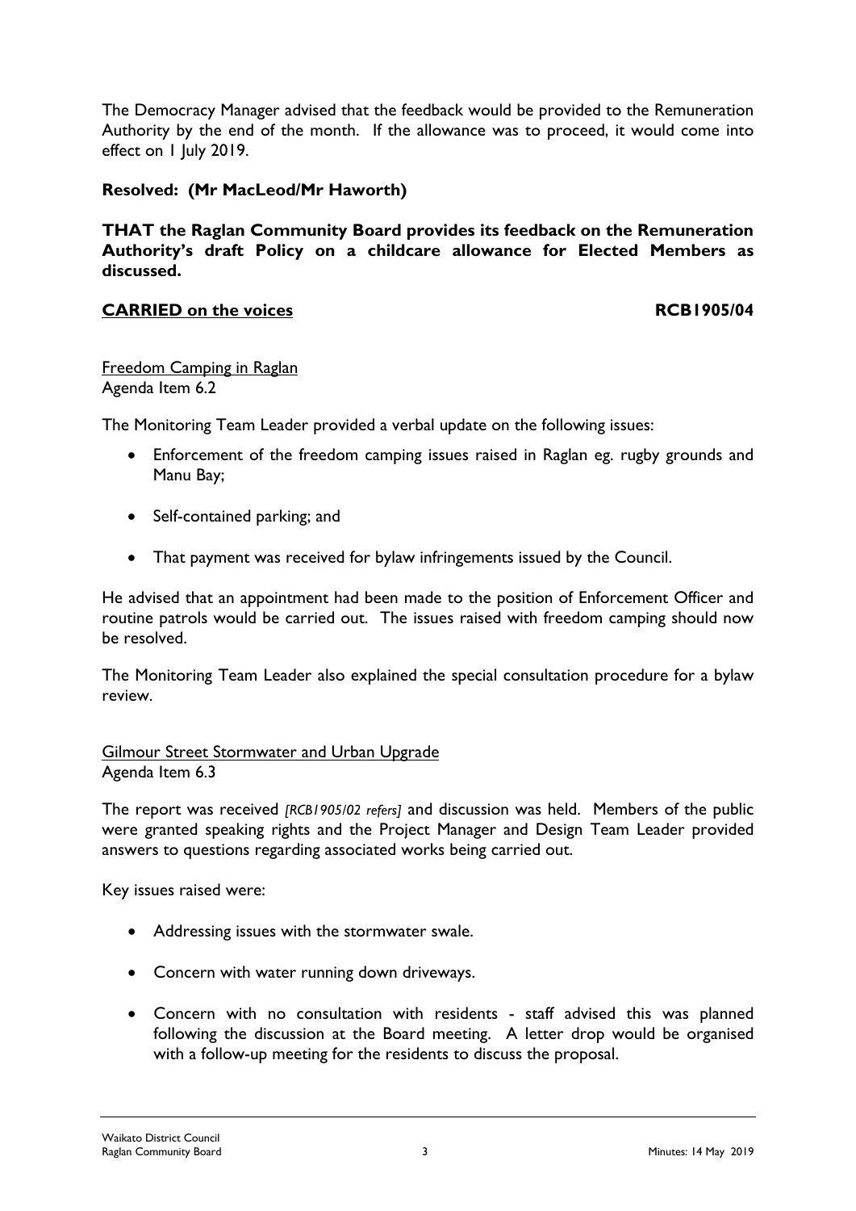The Democracy Manager advised that the feedback would be provided to the Remuneration Authority by the end of the month. If the allowance was to proceed, it would come into effect on 1 July 2019.

**Resolved: (Mr MacLeod/Mr Haworth)**

**THAT the Raglan Community Board provides its feedback on the Remuneration Authority's draft Policy on a childcare allowance for Elected Members as discussed.**

**<u>CARRIED on the voices</u>** **RCB1905/04**

<u>Freedom Camping in Raglan</u>
Agenda Item 6.2

The Monitoring Team Leader provided a verbal update on the following issues:

- Enforcement of the freedom camping issues raised in Raglan eg. rugby grounds and Manu Bay;
- Self-contained parking; and
- That payment was received for bylaw infringements issued by the Council.

He advised that an appointment had been made to the position of Enforcement Officer and routine patrols would be carried out. The issues raised with freedom camping should now be resolved.

The Monitoring Team Leader also explained the special consultation procedure for a bylaw review.

<u>Gilmour Street Stormwater and Urban Upgrade</u>
Agenda Item 6.3

The report was received *[RCB1905/02 refers]* and discussion was held. Members of the public were granted speaking rights and the Project Manager and Design Team Leader provided answers to questions regarding associated works being carried out.

Key issues raised were:

- Addressing issues with the stormwater swale.
- Concern with water running down driveways.
- Concern with no consultation with residents - staff advised this was planned following the discussion at the Board meeting. A letter drop would be organised with a follow-up meeting for the residents to discuss the proposal.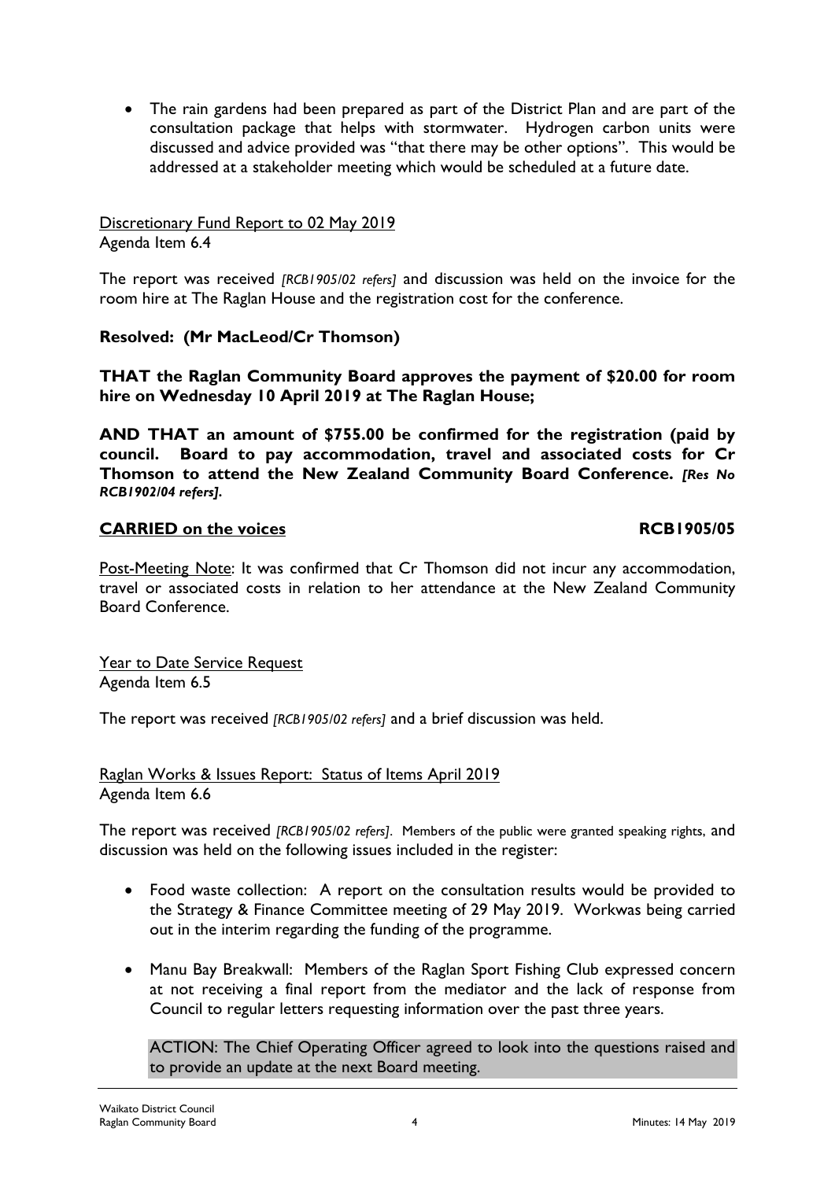- The rain gardens had been prepared as part of the District Plan and are part of the consultation package that helps with stormwater. Hydrogen carbon units were discussed and advice provided was "that there may be other options". This would be addressed at a stakeholder meeting which would be scheduled at a future date.

Discretionary Fund Report to 02 May 2019
Agenda Item 6.4

The report was received *[RCB1905/02 refers]* and discussion was held on the invoice for the room hire at The Raglan House and the registration cost for the conference.

**Resolved: (Mr MacLeod/Cr Thomson)**

**THAT the Raglan Community Board approves the payment of $20.00 for room hire on Wednesday 10 April 2019 at The Raglan House;**

**AND THAT an amount of $755.00 be confirmed for the registration (paid by council. Board to pay accommodation, travel and associated costs for Cr Thomson to attend the New Zealand Community Board Conference. *[Res No RCB1902/04 refers]*.**

**CARRIED on the voices** **RCB1905/05**

Post-Meeting Note: It was confirmed that Cr Thomson did not incur any accommodation, travel or associated costs in relation to her attendance at the New Zealand Community Board Conference.

Year to Date Service Request
Agenda Item 6.5

The report was received *[RCB1905/02 refers]* and a brief discussion was held.

Raglan Works & Issues Report: Status of Items April 2019
Agenda Item 6.6

The report was received *[RCB1905/02 refers]*. Members of the public were granted speaking rights, and discussion was held on the following issues included in the register:

- Food waste collection: A report on the consultation results would be provided to the Strategy & Finance Committee meeting of 29 May 2019. Workwas being carried out in the interim regarding the funding of the programme.

- Manu Bay Breakwall: Members of the Raglan Sport Fishing Club expressed concern at not receiving a final report from the mediator and the lack of response from Council to regular letters requesting information over the past three years.

  ACTION: The Chief Operating Officer agreed to look into the questions raised and to provide an update at the next Board meeting.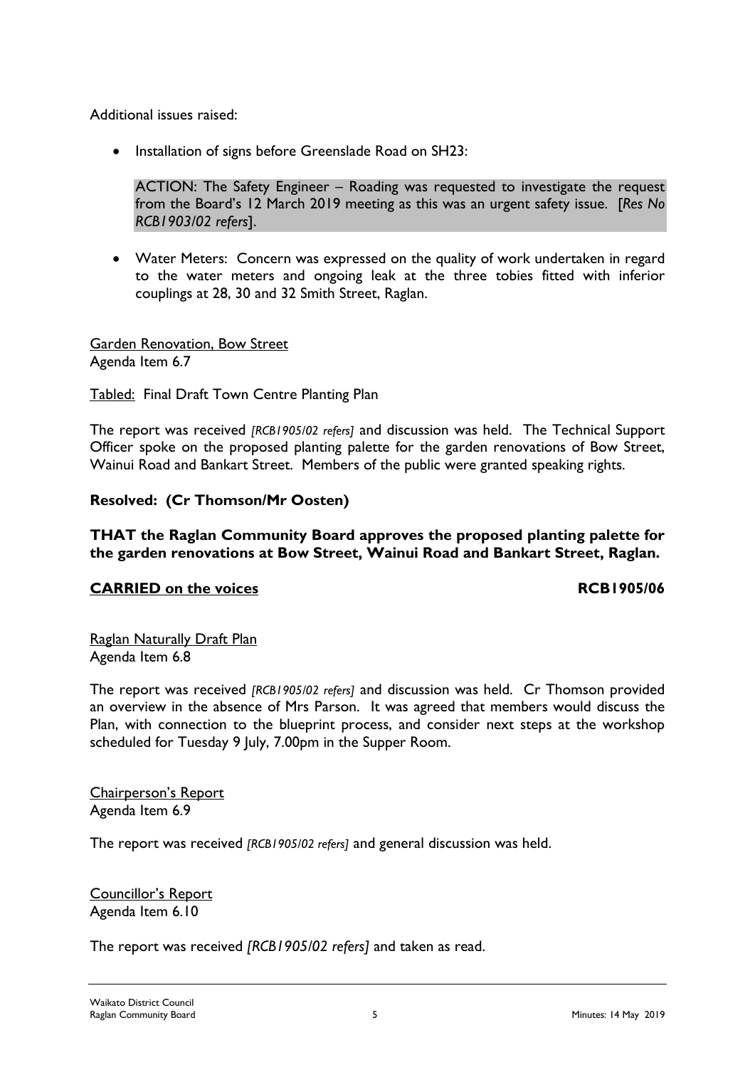Additional issues raised:

- Installation of signs before Greenslade Road on SH23:

  ACTION: The Safety Engineer – Roading was requested to investigate the request from the Board's 12 March 2019 meeting as this was an urgent safety issue. [*Res No RCB1903/02 refers*].

- Water Meters: Concern was expressed on the quality of work undertaken in regard to the water meters and ongoing leak at the three tobies fitted with inferior couplings at 28, 30 and 32 Smith Street, Raglan.

Garden Renovation, Bow Street
Agenda Item 6.7

Tabled: Final Draft Town Centre Planting Plan

The report was received *[RCB1905/02 refers]* and discussion was held. The Technical Support Officer spoke on the proposed planting palette for the garden renovations of Bow Street, Wainui Road and Bankart Street. Members of the public were granted speaking rights.

**Resolved: (Cr Thomson/Mr Oosten)**

**THAT the Raglan Community Board approves the proposed planting palette for the garden renovations at Bow Street, Wainui Road and Bankart Street, Raglan.**

**CARRIED on the voices** **RCB1905/06**

Raglan Naturally Draft Plan
Agenda Item 6.8

The report was received *[RCB1905/02 refers]* and discussion was held. Cr Thomson provided an overview in the absence of Mrs Parson. It was agreed that members would discuss the Plan, with connection to the blueprint process, and consider next steps at the workshop scheduled for Tuesday 9 July, 7.00pm in the Supper Room.

Chairperson's Report
Agenda Item 6.9

The report was received *[RCB1905/02 refers]* and general discussion was held.

Councillor's Report
Agenda Item 6.10

The report was received *[RCB1905/02 refers]* and taken as read.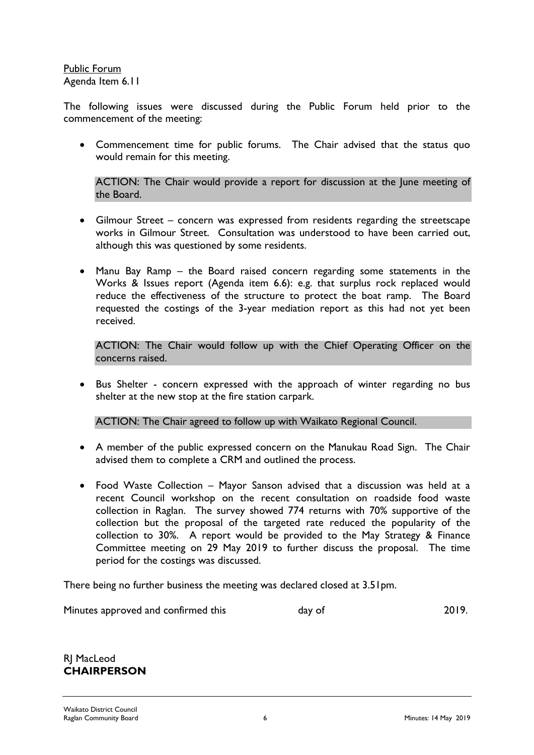Public Forum
Agenda Item 6.11

The following issues were discussed during the Public Forum held prior to the commencement of the meeting:

- Commencement time for public forums. The Chair advised that the status quo would remain for this meeting.

  ACTION: The Chair would provide a report for discussion at the June meeting of the Board.

- Gilmour Street – concern was expressed from residents regarding the streetscape works in Gilmour Street. Consultation was understood to have been carried out, although this was questioned by some residents.

- Manu Bay Ramp – the Board raised concern regarding some statements in the Works & Issues report (Agenda item 6.6): e.g. that surplus rock replaced would reduce the effectiveness of the structure to protect the boat ramp. The Board requested the costings of the 3-year mediation report as this had not yet been received.

  ACTION: The Chair would follow up with the Chief Operating Officer on the concerns raised.

- Bus Shelter - concern expressed with the approach of winter regarding no bus shelter at the new stop at the fire station carpark.

  ACTION: The Chair agreed to follow up with Waikato Regional Council.

- A member of the public expressed concern on the Manukau Road Sign. The Chair advised them to complete a CRM and outlined the process.

- Food Waste Collection – Mayor Sanson advised that a discussion was held at a recent Council workshop on the recent consultation on roadside food waste collection in Raglan. The survey showed 774 returns with 70% supportive of the collection but the proposal of the targeted rate reduced the popularity of the collection to 30%. A report would be provided to the May Strategy & Finance Committee meeting on 29 May 2019 to further discuss the proposal. The time period for the costings was discussed.

There being no further business the meeting was declared closed at 3.51pm.

Minutes approved and confirmed this day of 2019.

RJ MacLeod
**CHAIRPERSON**